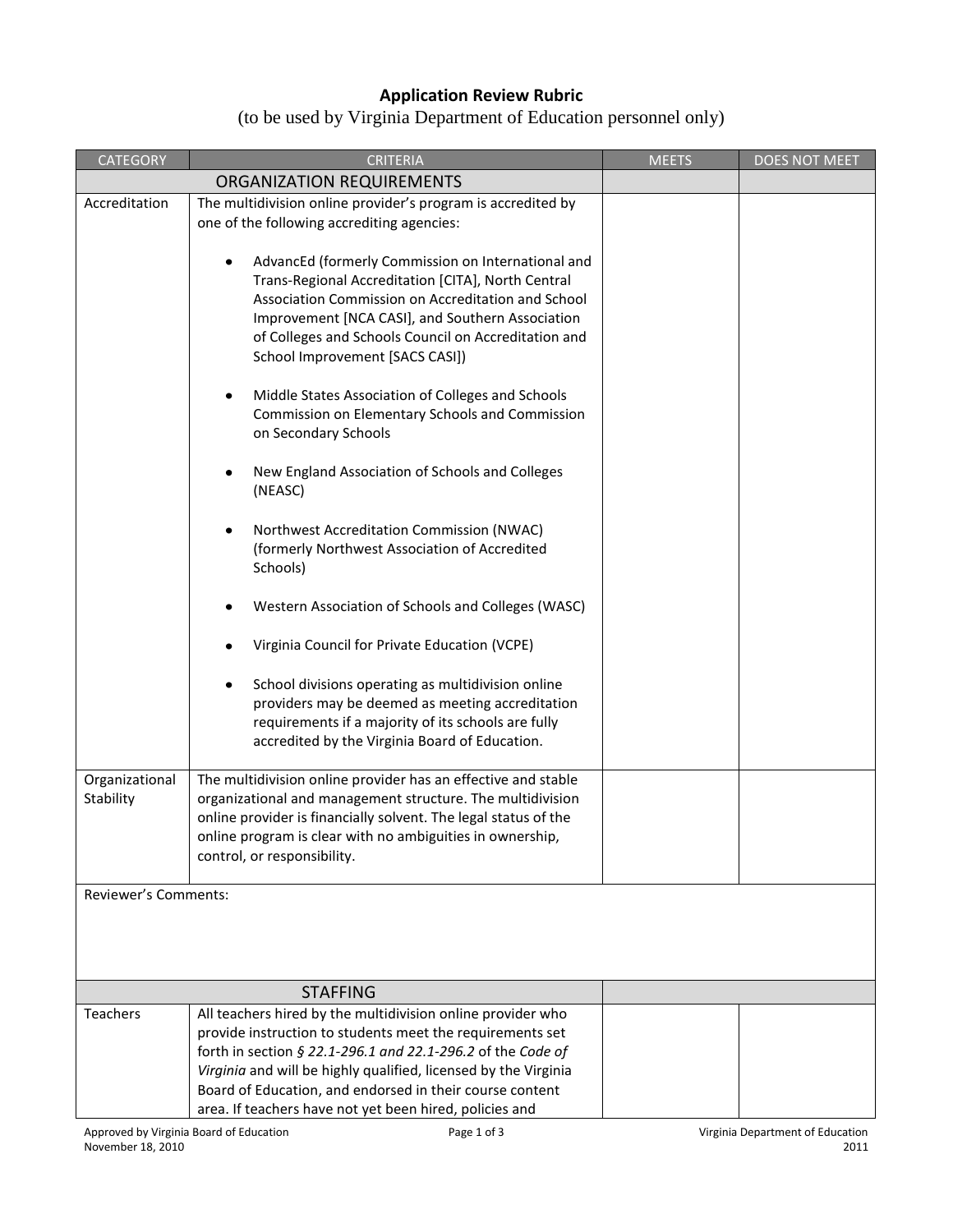**Application Review Rubric**

(to be used by Virginia Department of Education personnel only)

| CATEGORY | CRITERIA | MEETS | DOES NOT MEET |
|---|---|---|---|
| ORGANIZATION REQUIREMENTS | | | |
| Accreditation | The multidivision online provider's program is accredited by one of the following accrediting agencies:<br><br>• AdvancEd (formerly Commission on International and Trans-Regional Accreditation [CITA], North Central Association Commission on Accreditation and School Improvement [NCA CASI], and Southern Association of Colleges and Schools Council on Accreditation and School Improvement [SACS CASI])<br><br>• Middle States Association of Colleges and Schools Commission on Elementary Schools and Commission on Secondary Schools<br><br>• New England Association of Schools and Colleges (NEASC)<br><br>• Northwest Accreditation Commission (NWAC) (formerly Northwest Association of Accredited Schools)<br><br>• Western Association of Schools and Colleges (WASC)<br><br>• Virginia Council for Private Education (VCPE)<br><br>• School divisions operating as multidivision online providers may be deemed as meeting accreditation requirements if a majority of its schools are fully accredited by the Virginia Board of Education. | | |
| Organizational Stability | The multidivision online provider has an effective and stable organizational and management structure. The multidivision online provider is financially solvent. The legal status of the online program is clear with no ambiguities in ownership, control, or responsibility. | | |
| Reviewer's Comments: | | | |
| STAFFING | | | |
| Teachers | All teachers hired by the multidivision online provider who provide instruction to students meet the requirements set forth in section *§ 22.1-296.1 and 22.1-296.2* of the *Code of Virginia* and will be highly qualified, licensed by the Virginia Board of Education, and endorsed in their course content area. If teachers have not yet been hired, policies and | | |

Approved by Virginia Board of Education
November 18, 2010

Virginia Department of Education
2011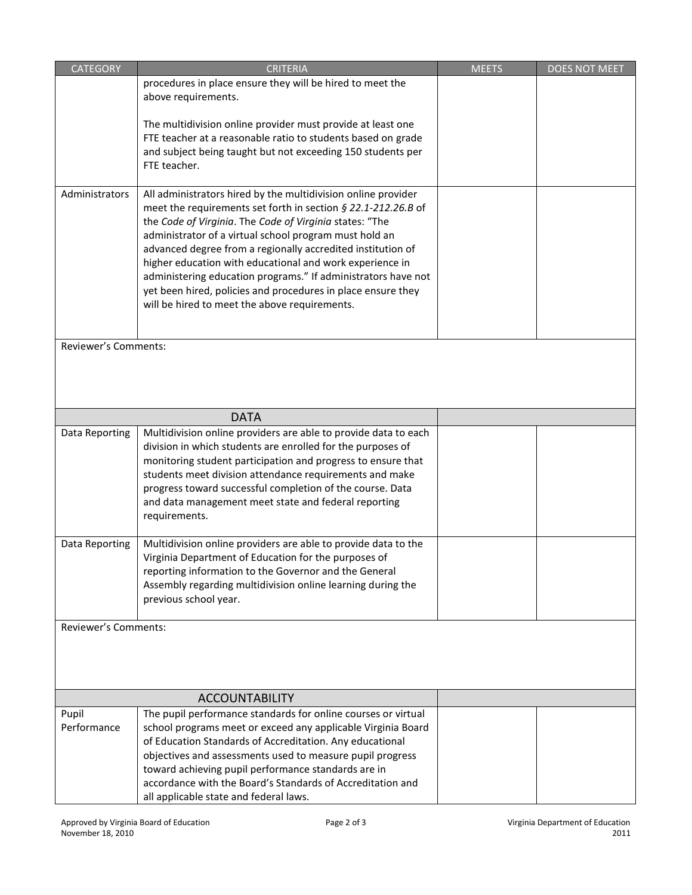| CATEGORY | CRITERIA | MEETS | DOES NOT MEET |
|---|---|---|---|
| | procedures in place ensure they will be hired to meet the above requirements.<br><br>The multidivision online provider must provide at least one FTE teacher at a reasonable ratio to students based on grade and subject being taught but not exceeding 150 students per FTE teacher. | | |
| Administrators | All administrators hired by the multidivision online provider meet the requirements set forth in section *§ 22.1-212.26.B* of the *Code of Virginia*. The *Code of Virginia* states: "The administrator of a virtual school program must hold an advanced degree from a regionally accredited institution of higher education with educational and work experience in administering education programs." If administrators have not yet been hired, policies and procedures in place ensure they will be hired to meet the above requirements. | | |
| Reviewer's Comments: | | | |
| | DATA | | |
| Data Reporting | Multidivision online providers are able to provide data to each division in which students are enrolled for the purposes of monitoring student participation and progress to ensure that students meet division attendance requirements and make progress toward successful completion of the course. Data and data management meet state and federal reporting requirements. | | |
| Data Reporting | Multidivision online providers are able to provide data to the Virginia Department of Education for the purposes of reporting information to the Governor and the General Assembly regarding multidivision online learning during the previous school year. | | |
| Reviewer's Comments: | | | |
| | ACCOUNTABILITY | | |
| Pupil Performance | The pupil performance standards for online courses or virtual school programs meet or exceed any applicable Virginia Board of Education Standards of Accreditation. Any educational objectives and assessments used to measure pupil progress toward achieving pupil performance standards are in accordance with the Board's Standards of Accreditation and all applicable state and federal laws. | | |

Approved by Virginia Board of Education
November 18, 2010

Virginia Department of Education
2011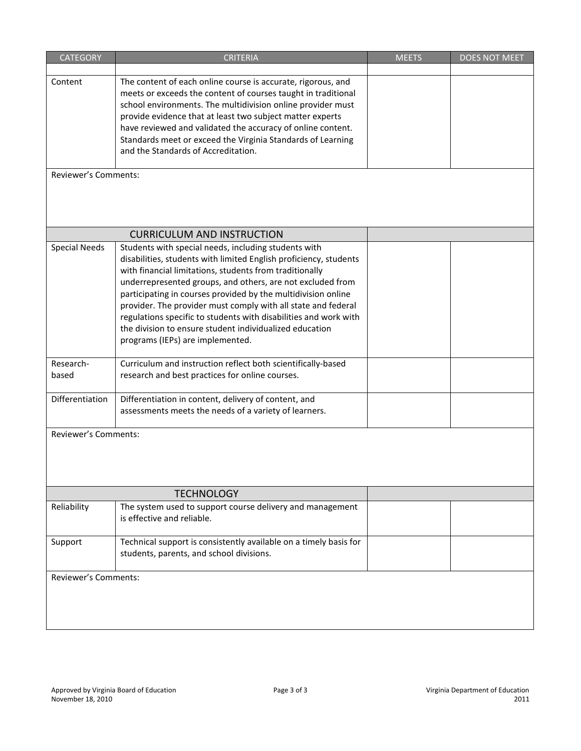| CATEGORY | CRITERIA | MEETS | DOES NOT MEET |
|---|---|---|---|
| | | | |
| Content | The content of each online course is accurate, rigorous, and meets or exceeds the content of courses taught in traditional school environments. The multidivision online provider must provide evidence that at least two subject matter experts have reviewed and validated the accuracy of online content. Standards meet or exceed the Virginia Standards of Learning and the Standards of Accreditation. | | |
| Reviewer's Comments: | | | |
| **CURRICULUM AND INSTRUCTION** | | | |
| Special Needs | Students with special needs, including students with disabilities, students with limited English proficiency, students with financial limitations, students from traditionally underrepresented groups, and others, are not excluded from participating in courses provided by the multidivision online provider. The provider must comply with all state and federal regulations specific to students with disabilities and work with the division to ensure student individualized education programs (IEPs) are implemented. | | |
| Research-based | Curriculum and instruction reflect both scientifically-based research and best practices for online courses. | | |
| Differentiation | Differentiation in content, delivery of content, and assessments meets the needs of a variety of learners. | | |
| Reviewer's Comments: | | | |
| **TECHNOLOGY** | | | |
| Reliability | The system used to support course delivery and management is effective and reliable. | | |
| Support | Technical support is consistently available on a timely basis for students, parents, and school divisions. | | |
| Reviewer's Comments: | | | |

Approved by Virginia Board of Education
November 18, 2010

Virginia Department of Education
2011